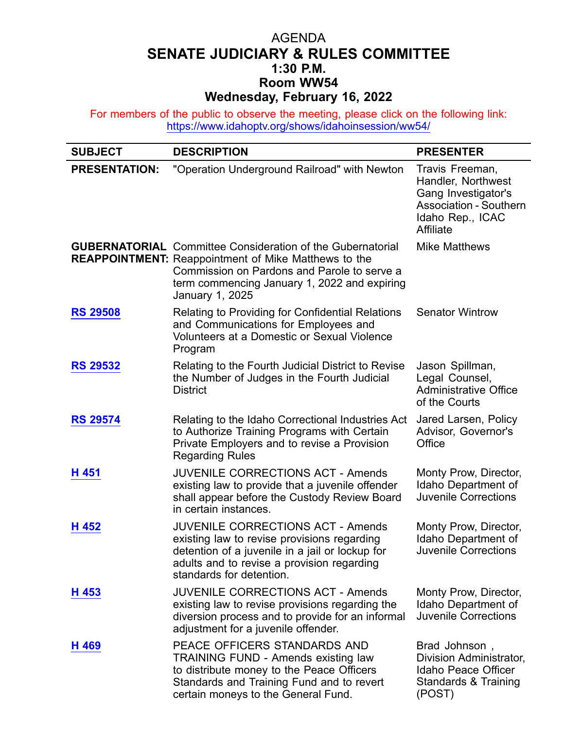# AGENDA
## SENATE JUDICIARY & RULES COMMITTEE
### 1:30 P.M.
### Room WW54
### Wednesday, February 16, 2022

For members of the public to observe the meeting, please click on the following link: https://www.idahoptv.org/shows/idahoinsession/ww54/

| SUBJECT | DESCRIPTION | PRESENTER |
|---|---|---|
| **PRESENTATION:** | "Operation Underground Railroad" with Newton | Travis Freeman, Handler, Northwest Gang Investigator's Association - Southern Idaho Rep., ICAC Affiliate |
| **GUBERNATORIAL REAPPOINTMENT:** | Committee Consideration of the Gubernatorial Reappointment of Mike Matthews to the Commission on Pardons and Parole to serve a term commencing January 1, 2022 and expiring January 1, 2025 | Mike Matthews |
| **RS 29508** | Relating to Providing for Confidential Relations and Communications for Employees and Volunteers at a Domestic or Sexual Violence Program | Senator Wintrow |
| **RS 29532** | Relating to the Fourth Judicial District to Revise the Number of Judges in the Fourth Judicial District | Jason Spillman, Legal Counsel, Administrative Office of the Courts |
| **RS 29574** | Relating to the Idaho Correctional Industries Act to Authorize Training Programs with Certain Private Employers and to revise a Provision Regarding Rules | Jared Larsen, Policy Advisor, Governor's Office |
| **H 451** | JUVENILE CORRECTIONS ACT - Amends existing law to provide that a juvenile offender shall appear before the Custody Review Board in certain instances. | Monty Prow, Director, Idaho Department of Juvenile Corrections |
| **H 452** | JUVENILE CORRECTIONS ACT - Amends existing law to revise provisions regarding detention of a juvenile in a jail or lockup for adults and to revise a provision regarding standards for detention. | Monty Prow, Director, Idaho Department of Juvenile Corrections |
| **H 453** | JUVENILE CORRECTIONS ACT - Amends existing law to revise provisions regarding the diversion process and to provide for an informal adjustment for a juvenile offender. | Monty Prow, Director, Idaho Department of Juvenile Corrections |
| **H 469** | PEACE OFFICERS STANDARDS AND TRAINING FUND - Amends existing law to distribute money to the Peace Officers Standards and Training Fund and to revert certain moneys to the General Fund. | Brad Johnson , Division Administrator, Idaho Peace Officer Standards & Training (POST) |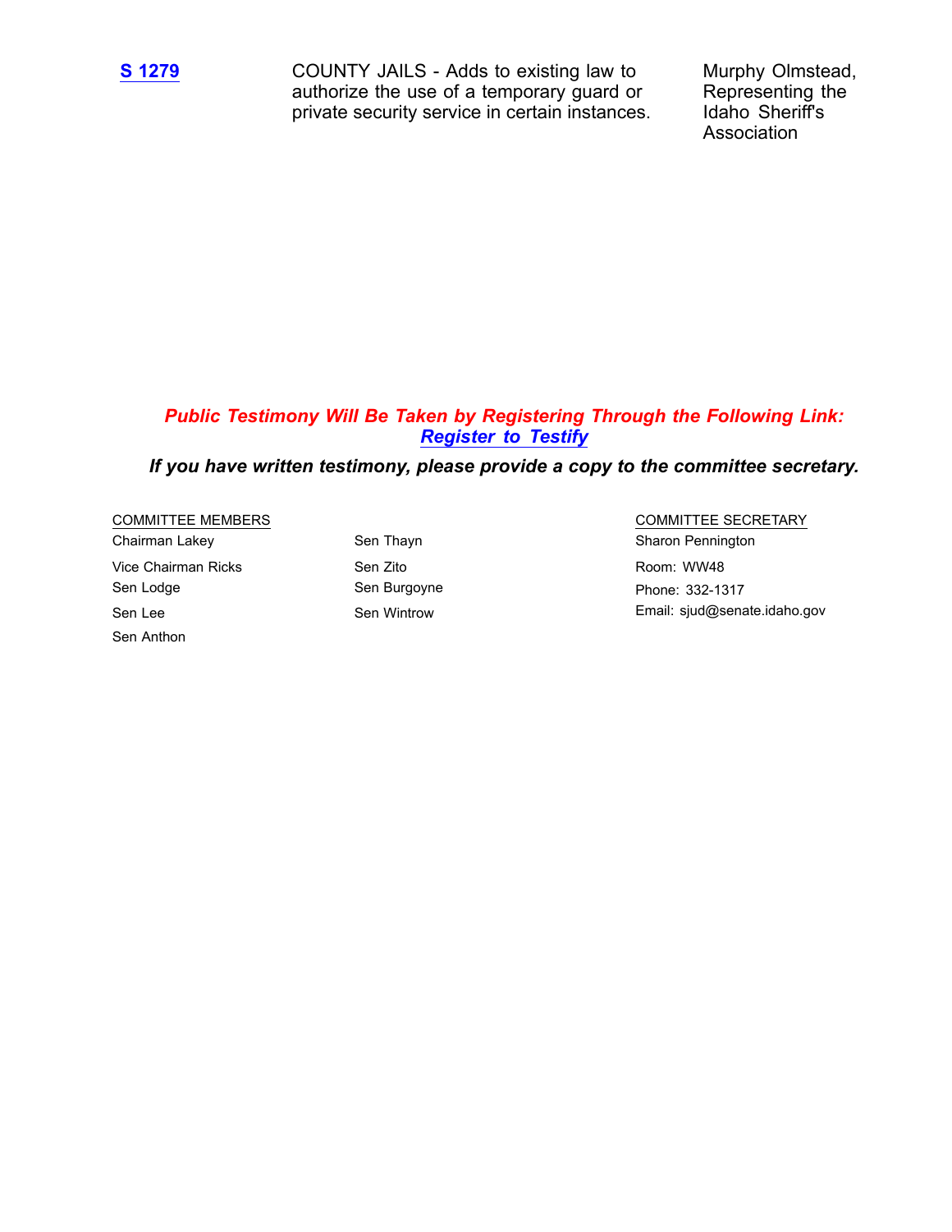| | | |
|---|---|---|
| **S 1279** | COUNTY JAILS - Adds to existing law to authorize the use of a temporary guard or private security service in certain instances. | Murphy Olmstead, Representing the Idaho Sheriff's Association |

***Public Testimony Will Be Taken by Registering Through the Following Link:***
***Register to Testify***

***If you have written testimony, please provide a copy to the committee secretary.***

| COMMITTEE MEMBERS | | COMMITTEE SECRETARY |
|---|---|---|
| Chairman Lakey | Sen Thayn | Sharon Pennington |
| Vice Chairman Ricks | Sen Zito | Room: WW48 |
| Sen Lodge | Sen Burgoyne | Phone: 332-1317 |
| Sen Lee | Sen Wintrow | Email: sjud@senate.idaho.gov |
| Sen Anthon | | |